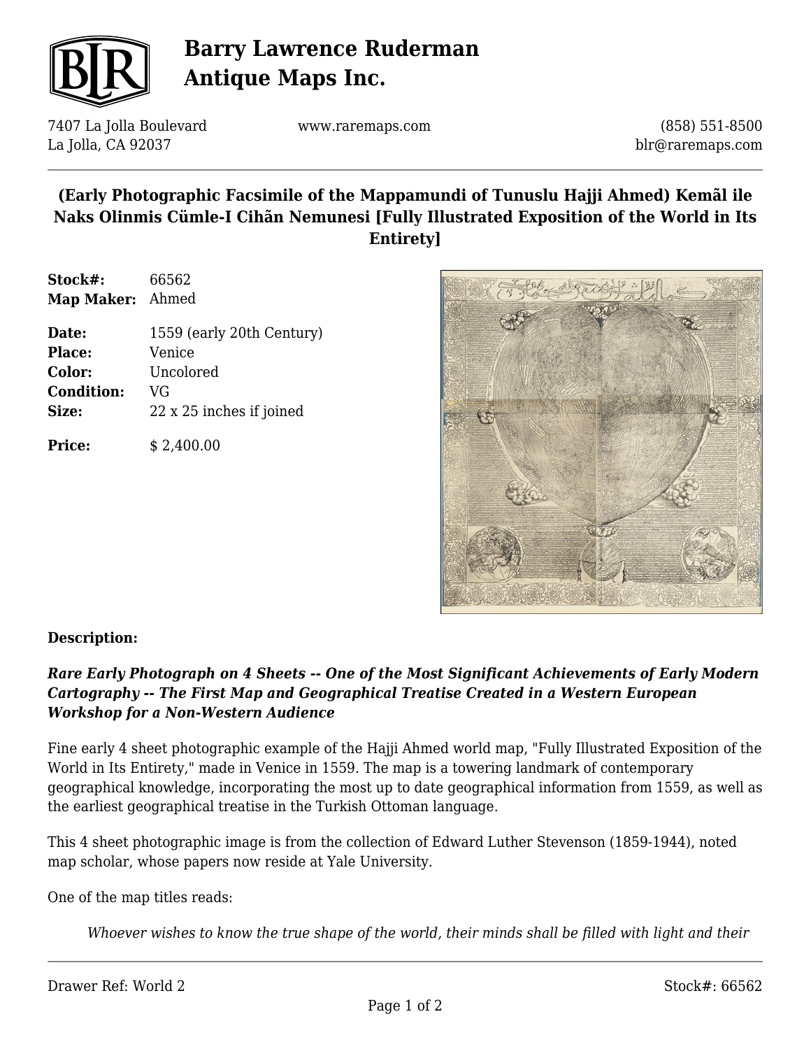# Barry Lawrence Ruderman Antique Maps Inc.

7407 La Jolla Boulevard
La Jolla, CA 92037

www.raremaps.com

(858) 551-8500
blr@raremaps.com

## (Early Photographic Facsimile of the Mappamundi of Tunuslu Hajji Ahmed) Kemãl ile Naks Olinmis Cümle-I Cihãn Nemunesi [Fully Illustrated Exposition of the World in Its Entirety]

| | |
|---|---|
| **Stock#:** | 66562 |
| **Map Maker:** | Ahmed |
| **Date:** | 1559 (early 20th Century) |
| **Place:** | Venice |
| **Color:** | Uncolored |
| **Condition:** | VG |
| **Size:** | 22 x 25 inches if joined |
| **Price:** | $ 2,400.00 |

### Description:

***Rare Early Photograph on 4 Sheets -- One of the Most Significant Achievements of Early Modern Cartography -- The First Map and Geographical Treatise Created in a Western European Workshop for a Non-Western Audience***

Fine early 4 sheet photographic example of the Hajji Ahmed world map, "Fully Illustrated Exposition of the World in Its Entirety," made in Venice in 1559. The map is a towering landmark of contemporary geographical knowledge, incorporating the most up to date geographical information from 1559, as well as the earliest geographical treatise in the Turkish Ottoman language.

This 4 sheet photographic image is from the collection of Edward Luther Stevenson (1859-1944), noted map scholar, whose papers now reside at Yale University.

One of the map titles reads:

> *Whoever wishes to know the true shape of the world, their minds shall be filled with light and their*

Drawer Ref: World 2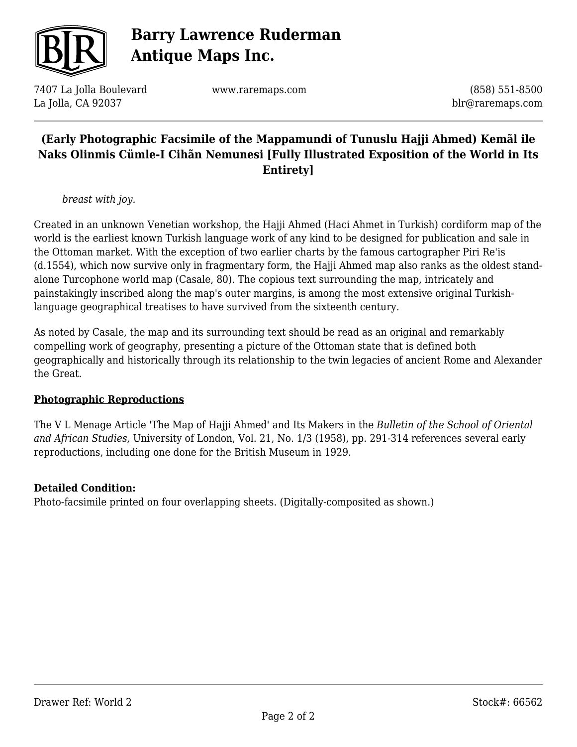## (Early Photographic Facsimile of the Mappamundi of Tunuslu Hajji Ahmed) Kemãl ile Naks Olinmis Cümle-I Cihãn Nemunesi [Fully Illustrated Exposition of the World in Its Entirety]

> *breast with joy.*

Created in an unknown Venetian workshop, the Hajji Ahmed (Haci Ahmet in Turkish) cordiform map of the world is the earliest known Turkish language work of any kind to be designed for publication and sale in the Ottoman market. With the exception of two earlier charts by the famous cartographer Piri Re'is (d.1554), which now survive only in fragmentary form, the Hajji Ahmed map also ranks as the oldest stand-alone Turcophone world map (Casale, 80). The copious text surrounding the map, intricately and painstakingly inscribed along the map's outer margins, is among the most extensive original Turkish-language geographical treatises to have survived from the sixteenth century.

As noted by Casale, the map and its surrounding text should be read as an original and remarkably compelling work of geography, presenting a picture of the Ottoman state that is defined both geographically and historically through its relationship to the twin legacies of ancient Rome and Alexander the Great.

**Photographic Reproductions**

The V L Menage Article 'The Map of Hajji Ahmed' and Its Makers in the *Bulletin of the School of Oriental and African Studies,* University of London, Vol. 21, No. 1/3 (1958), pp. 291-314 references several early reproductions, including one done for the British Museum in 1929.

**Detailed Condition:**

Photo-facsimile printed on four overlapping sheets. (Digitally-composited as shown.)